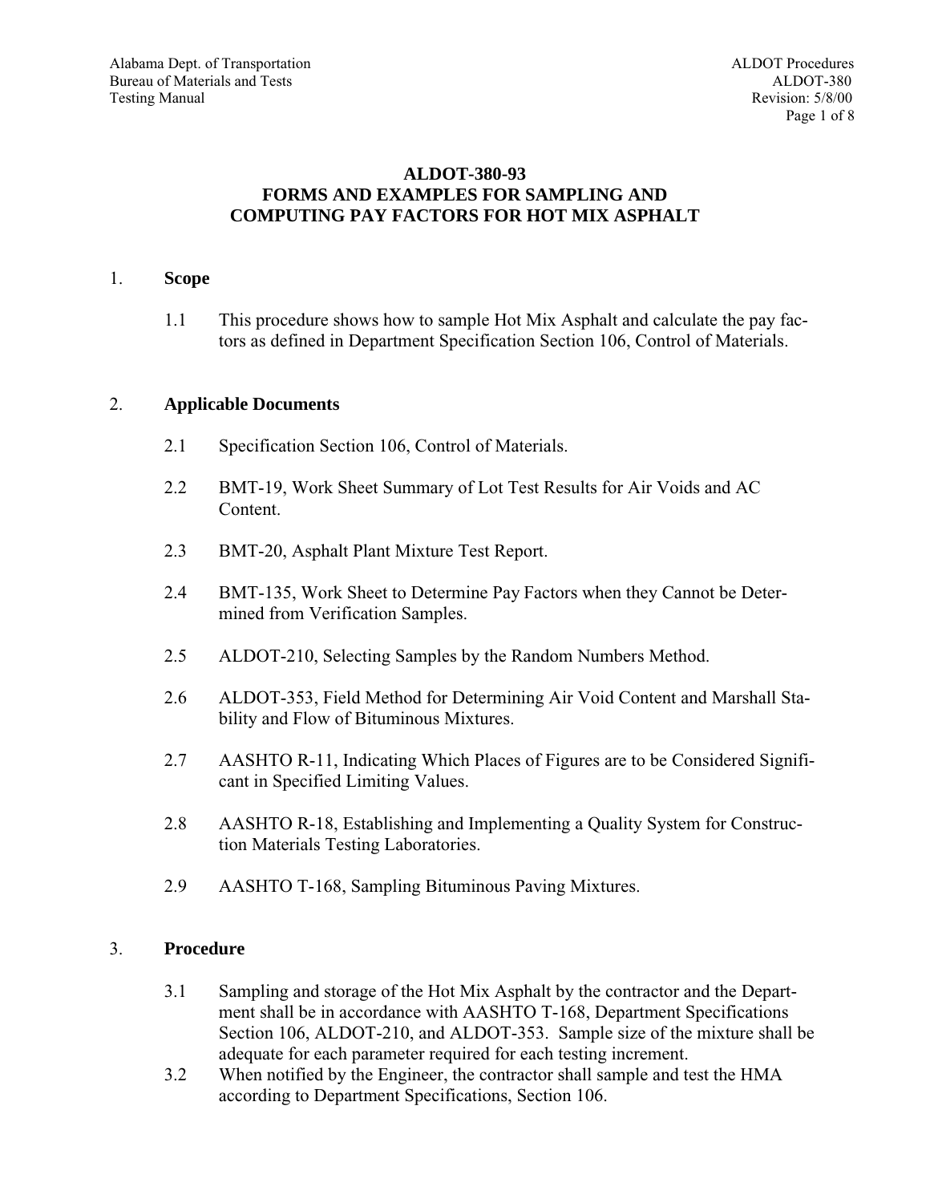# ALDOT-380-93
# FORMS AND EXAMPLES FOR SAMPLING AND COMPUTING PAY FACTORS FOR HOT MIX ASPHALT

## 1. Scope

1.1 This procedure shows how to sample Hot Mix Asphalt and calculate the pay factors as defined in Department Specification Section 106, Control of Materials.

## 2. Applicable Documents

2.1 Specification Section 106, Control of Materials.

2.2 BMT-19, Work Sheet Summary of Lot Test Results for Air Voids and AC Content.

2.3 BMT-20, Asphalt Plant Mixture Test Report.

2.4 BMT-135, Work Sheet to Determine Pay Factors when they Cannot be Determined from Verification Samples.

2.5 ALDOT-210, Selecting Samples by the Random Numbers Method.

2.6 ALDOT-353, Field Method for Determining Air Void Content and Marshall Stability and Flow of Bituminous Mixtures.

2.7 AASHTO R-11, Indicating Which Places of Figures are to be Considered Significant in Specified Limiting Values.

2.8 AASHTO R-18, Establishing and Implementing a Quality System for Construction Materials Testing Laboratories.

2.9 AASHTO T-168, Sampling Bituminous Paving Mixtures.

## 3. Procedure

3.1 Sampling and storage of the Hot Mix Asphalt by the contractor and the Department shall be in accordance with AASHTO T-168, Department Specifications Section 106, ALDOT-210, and ALDOT-353. Sample size of the mixture shall be adequate for each parameter required for each testing increment.

3.2 When notified by the Engineer, the contractor shall sample and test the HMA according to Department Specifications, Section 106.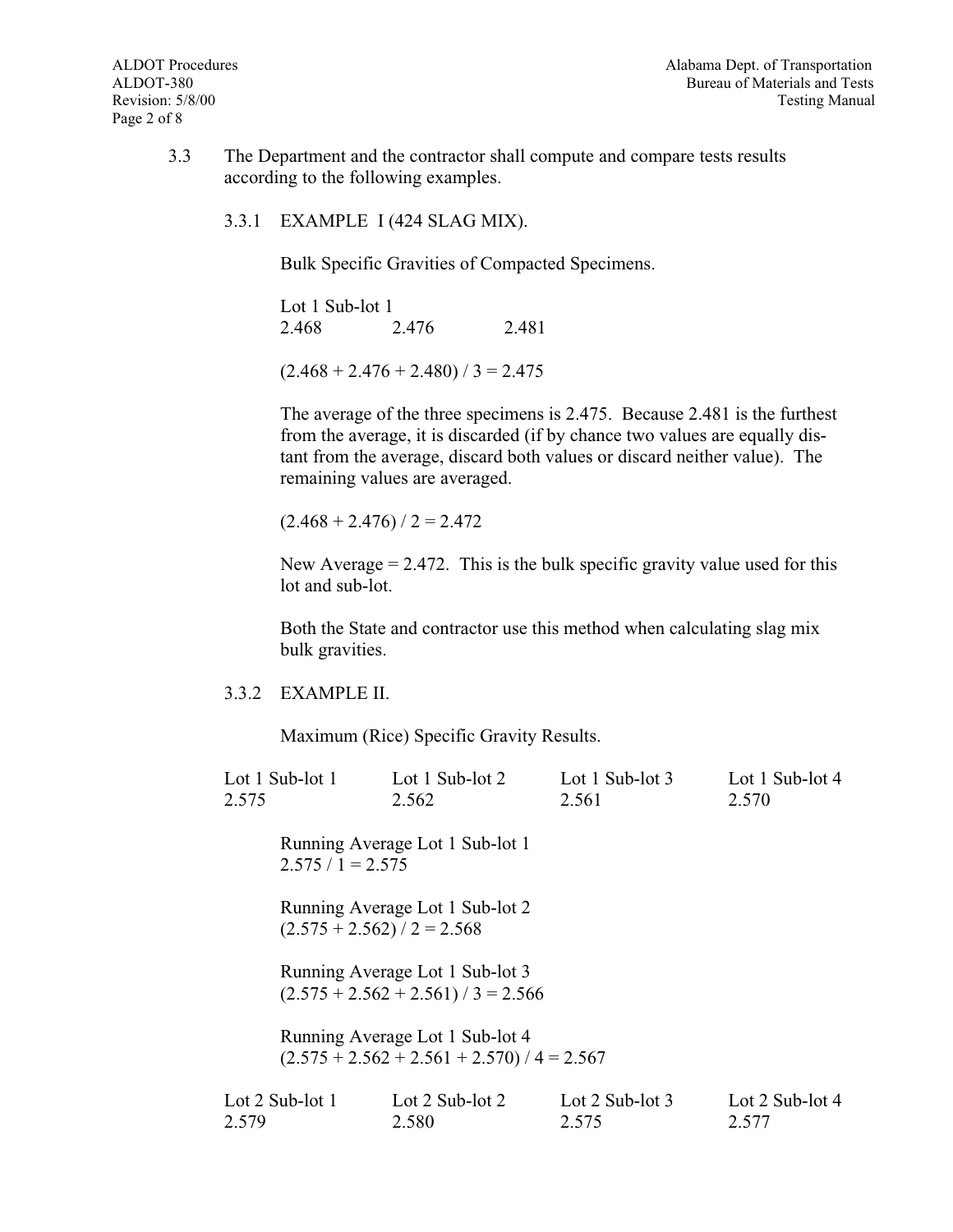3.3 The Department and the contractor shall compute and compare tests results according to the following examples.

3.3.1 EXAMPLE I (424 SLAG MIX).

Bulk Specific Gravities of Compacted Specimens.

Lot 1 Sub-lot 1
2.468 2.476 2.481

(2.468 + 2.476 + 2.480) / 3 = 2.475

The average of the three specimens is 2.475. Because 2.481 is the furthest from the average, it is discarded (if by chance two values are equally distant from the average, discard both values or discard neither value). The remaining values are averaged.

(2.468 + 2.476) / 2 = 2.472

New Average = 2.472. This is the bulk specific gravity value used for this lot and sub-lot.

Both the State and contractor use this method when calculating slag mix bulk gravities.

3.3.2 EXAMPLE II.

Maximum (Rice) Specific Gravity Results.

| Lot 1 Sub-lot 1 | Lot 1 Sub-lot 2 | Lot 1 Sub-lot 3 | Lot 1 Sub-lot 4 |
|---|---|---|---|
| 2.575 | 2.562 | 2.561 | 2.570 |

Running Average Lot 1 Sub-lot 1
2.575 / 1 = 2.575

Running Average Lot 1 Sub-lot 2
(2.575 + 2.562) / 2 = 2.568

Running Average Lot 1 Sub-lot 3
(2.575 + 2.562 + 2.561) / 3 = 2.566

Running Average Lot 1 Sub-lot 4
(2.575 + 2.562 + 2.561 + 2.570) / 4 = 2.567

| Lot 2 Sub-lot 1 | Lot 2 Sub-lot 2 | Lot 2 Sub-lot 3 | Lot 2 Sub-lot 4 |
|---|---|---|---|
| 2.579 | 2.580 | 2.575 | 2.577 |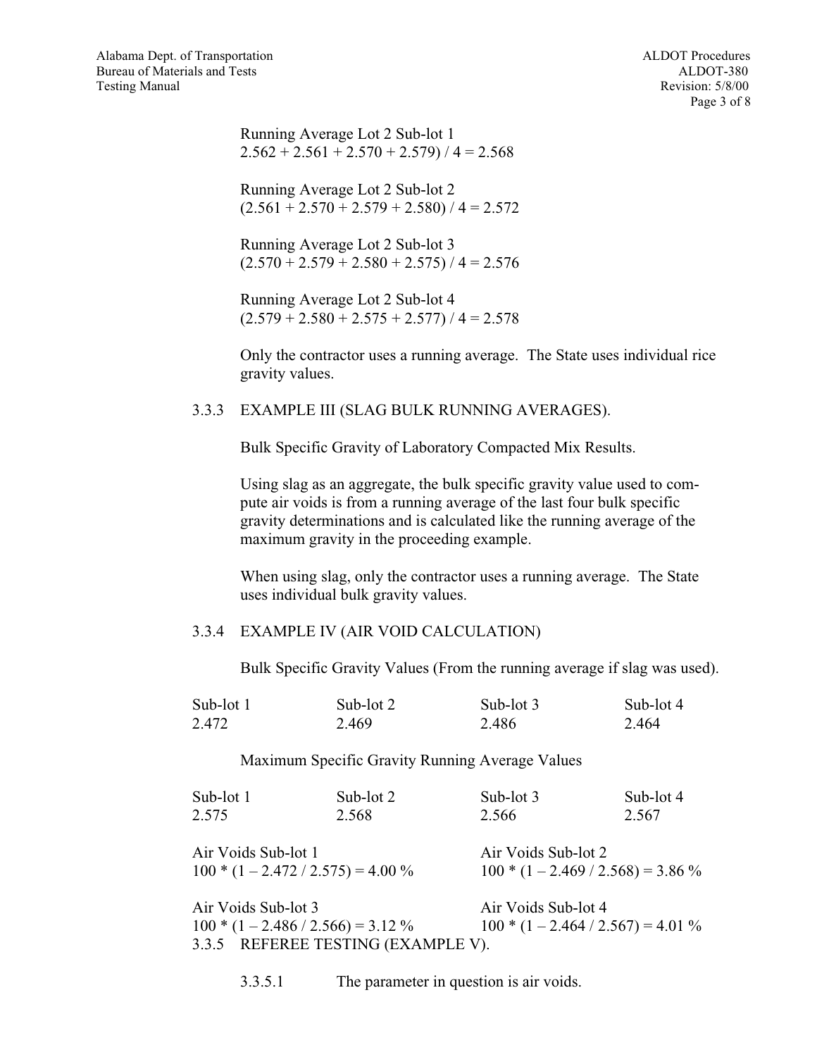Running Average Lot 2 Sub-lot 1
2.562 + 2.561 + 2.570 + 2.579) / 4 = 2.568

Running Average Lot 2 Sub-lot 2
(2.561 + 2.570 + 2.579 + 2.580) / 4 = 2.572

Running Average Lot 2 Sub-lot 3
(2.570 + 2.579 + 2.580 + 2.575) / 4 = 2.576

Running Average Lot 2 Sub-lot 4
(2.579 + 2.580 + 2.575 + 2.577) / 4 = 2.578

Only the contractor uses a running average. The State uses individual rice gravity values.

### 3.3.3 EXAMPLE III (SLAG BULK RUNNING AVERAGES).

Bulk Specific Gravity of Laboratory Compacted Mix Results.

Using slag as an aggregate, the bulk specific gravity value used to compute air voids is from a running average of the last four bulk specific gravity determinations and is calculated like the running average of the maximum gravity in the proceeding example.

When using slag, only the contractor uses a running average. The State uses individual bulk gravity values.

### 3.3.4 EXAMPLE IV (AIR VOID CALCULATION)

Bulk Specific Gravity Values (From the running average if slag was used).

| Sub-lot 1 | Sub-lot 2 | Sub-lot 3 | Sub-lot 4 |
|---|---|---|---|
| 2.472 | 2.469 | 2.486 | 2.464 |

Maximum Specific Gravity Running Average Values

| Sub-lot 1 | Sub-lot 2 | Sub-lot 3 | Sub-lot 4 |
|---|---|---|---|
| 2.575 | 2.568 | 2.566 | 2.567 |

Air Voids Sub-lot 1
100 * (1 – 2.472 / 2.575) = 4.00 %

Air Voids Sub-lot 2
100 * (1 – 2.469 / 2.568) = 3.86 %

Air Voids Sub-lot 3
100 * (1 – 2.486 / 2.566) = 3.12 %

Air Voids Sub-lot 4
100 * (1 – 2.464 / 2.567) = 4.01 %

### 3.3.5 REFEREE TESTING (EXAMPLE V).

3.3.5.1 The parameter in question is air voids.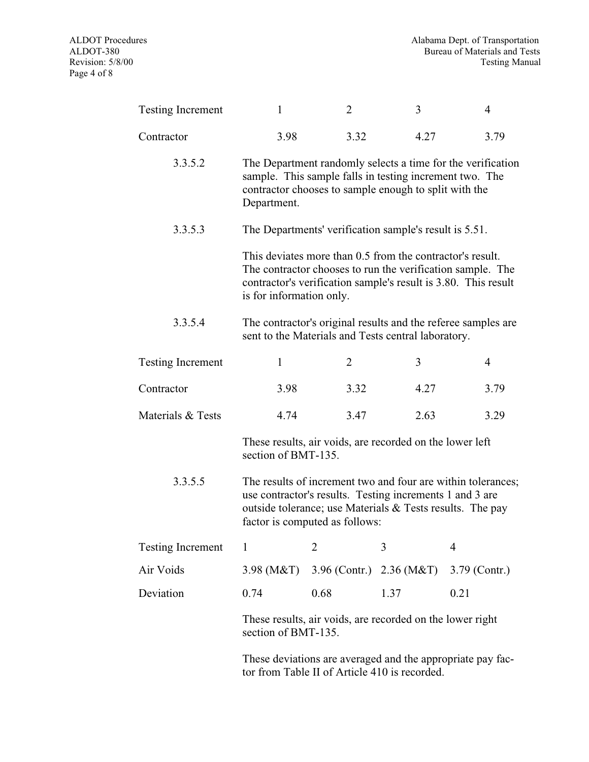| Testing Increment | 1 | 2 | 3 | 4 |
|---|---|---|---|---|
| Contractor | 3.98 | 3.32 | 4.27 | 3.79 |

3.3.5.2 The Department randomly selects a time for the verification sample. This sample falls in testing increment two. The contractor chooses to sample enough to split with the Department.

3.3.5.3 The Departments' verification sample's result is 5.51.

This deviates more than 0.5 from the contractor's result. The contractor chooses to run the verification sample. The contractor's verification sample's result is 3.80. This result is for information only.

3.3.5.4 The contractor's original results and the referee samples are sent to the Materials and Tests central laboratory.

| Testing Increment | 1 | 2 | 3 | 4 |
|---|---|---|---|---|
| Contractor | 3.98 | 3.32 | 4.27 | 3.79 |
| Materials & Tests | 4.74 | 3.47 | 2.63 | 3.29 |

These results, air voids, are recorded on the lower left section of BMT-135.

3.3.5.5 The results of increment two and four are within tolerances; use contractor's results. Testing increments 1 and 3 are outside tolerance; use Materials & Tests results. The pay factor is computed as follows:

| Testing Increment | 1 | 2 | 3 | 4 |
|---|---|---|---|---|
| Air Voids | 3.98 (M&T) | 3.96 (Contr.) | 2.36 (M&T) | 3.79 (Contr.) |
| Deviation | 0.74 | 0.68 | 1.37 | 0.21 |

These results, air voids, are recorded on the lower right section of BMT-135.

These deviations are averaged and the appropriate pay factor from Table II of Article 410 is recorded.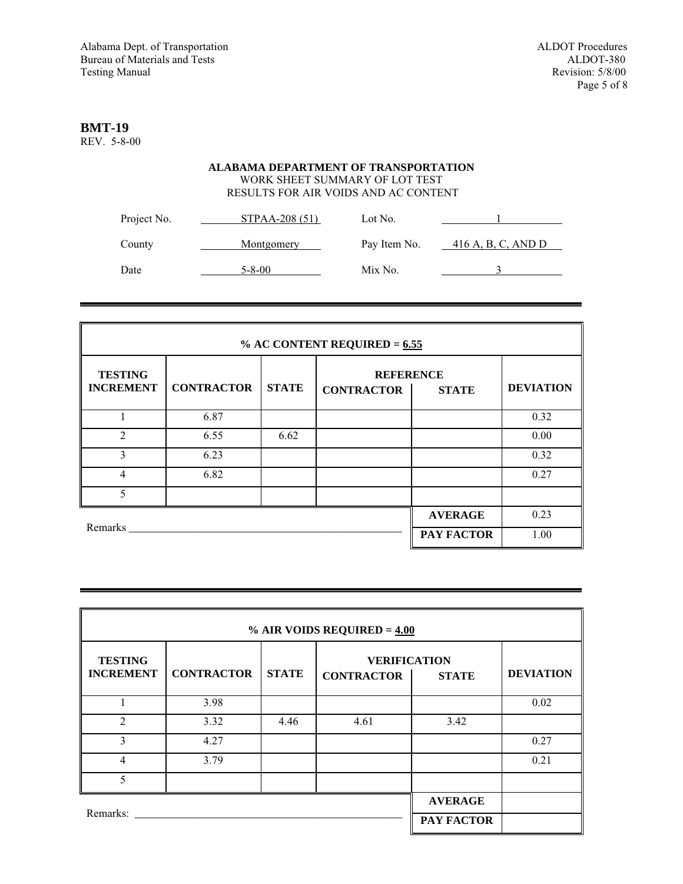**BMT-19**
REV. 5-8-00

**ALABAMA DEPARTMENT OF TRANSPORTATION**
WORK SHEET SUMMARY OF LOT TEST
RESULTS FOR AIR VOIDS AND AC CONTENT

| | | | |
|---|---|---|---|
| Project No. | STPAA-208 (51) | Lot No. | 1 |
| County | Montgomery | Pay Item No. | 416 A, B, C, AND D |
| Date | 5-8-00 | Mix No. | 3 |

**% AC CONTENT REQUIRED = 6.55**

| TESTING INCREMENT | CONTRACTOR | STATE | REFERENCE CONTRACTOR | REFERENCE STATE | DEVIATION |
|---|---|---|---|---|---|
| 1 | 6.87 | | | | 0.32 |
| 2 | 6.55 | 6.62 | | | 0.00 |
| 3 | 6.23 | | | | 0.32 |
| 4 | 6.82 | | | | 0.27 |
| 5 | | | | | |
| | | | | **AVERAGE** | 0.23 |
| | | | | **PAY FACTOR** | 1.00 |

Remarks ____________________

**% AIR VOIDS REQUIRED = 4.00**

| TESTING INCREMENT | CONTRACTOR | STATE | VERIFICATION CONTRACTOR | VERIFICATION STATE | DEVIATION |
|---|---|---|---|---|---|
| 1 | 3.98 | | | | 0.02 |
| 2 | 3.32 | 4.46 | 4.61 | 3.42 | |
| 3 | 4.27 | | | | 0.27 |
| 4 | 3.79 | | | | 0.21 |
| 5 | | | | | |
| | | | | **AVERAGE** | |
| | | | | **PAY FACTOR** | |

Remarks: ____________________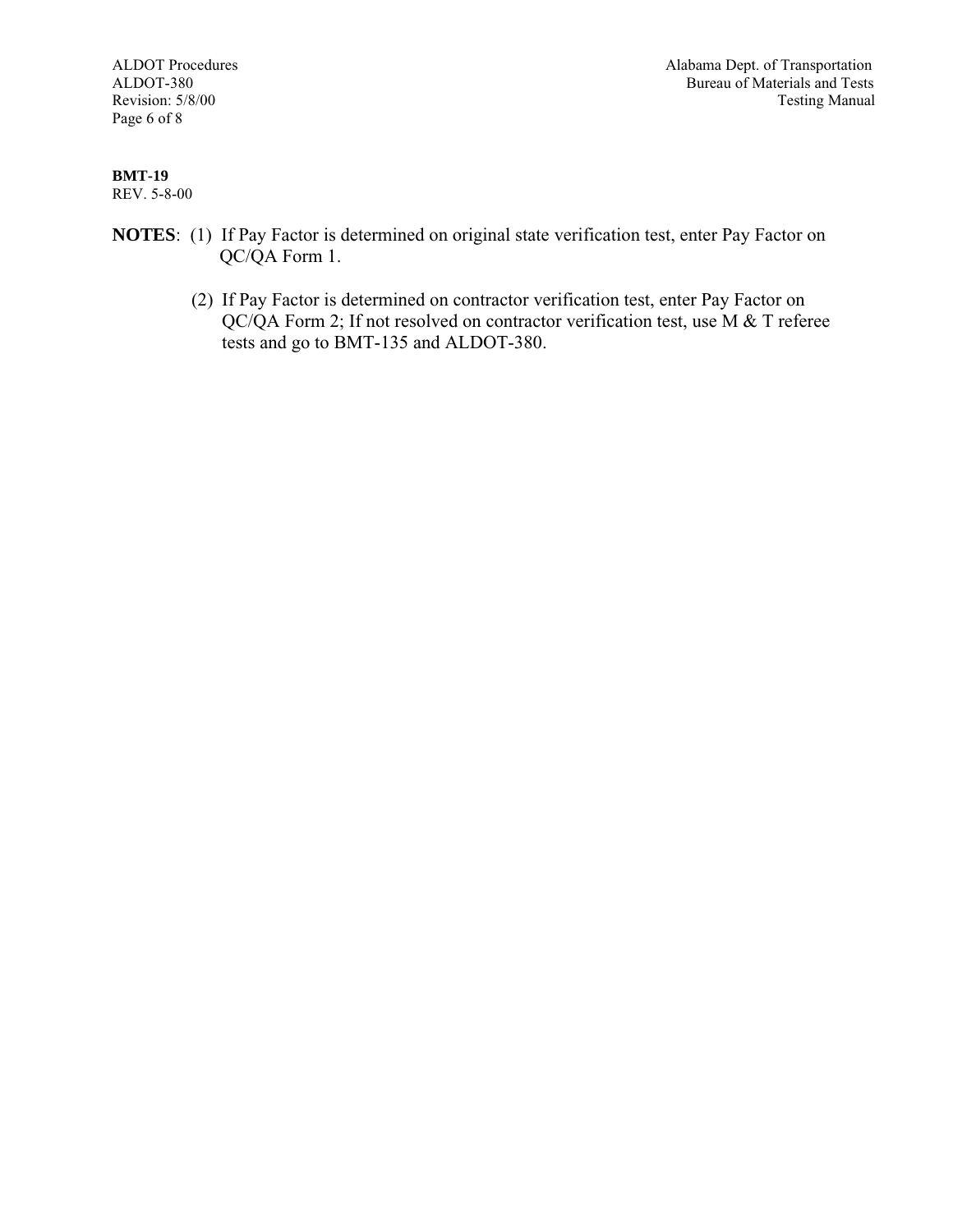**BMT-19**
REV. 5-8-00

**NOTES**: (1) If Pay Factor is determined on original state verification test, enter Pay Factor on QC/QA Form 1.

(2) If Pay Factor is determined on contractor verification test, enter Pay Factor on QC/QA Form 2; If not resolved on contractor verification test, use M & T referee tests and go to BMT-135 and ALDOT-380.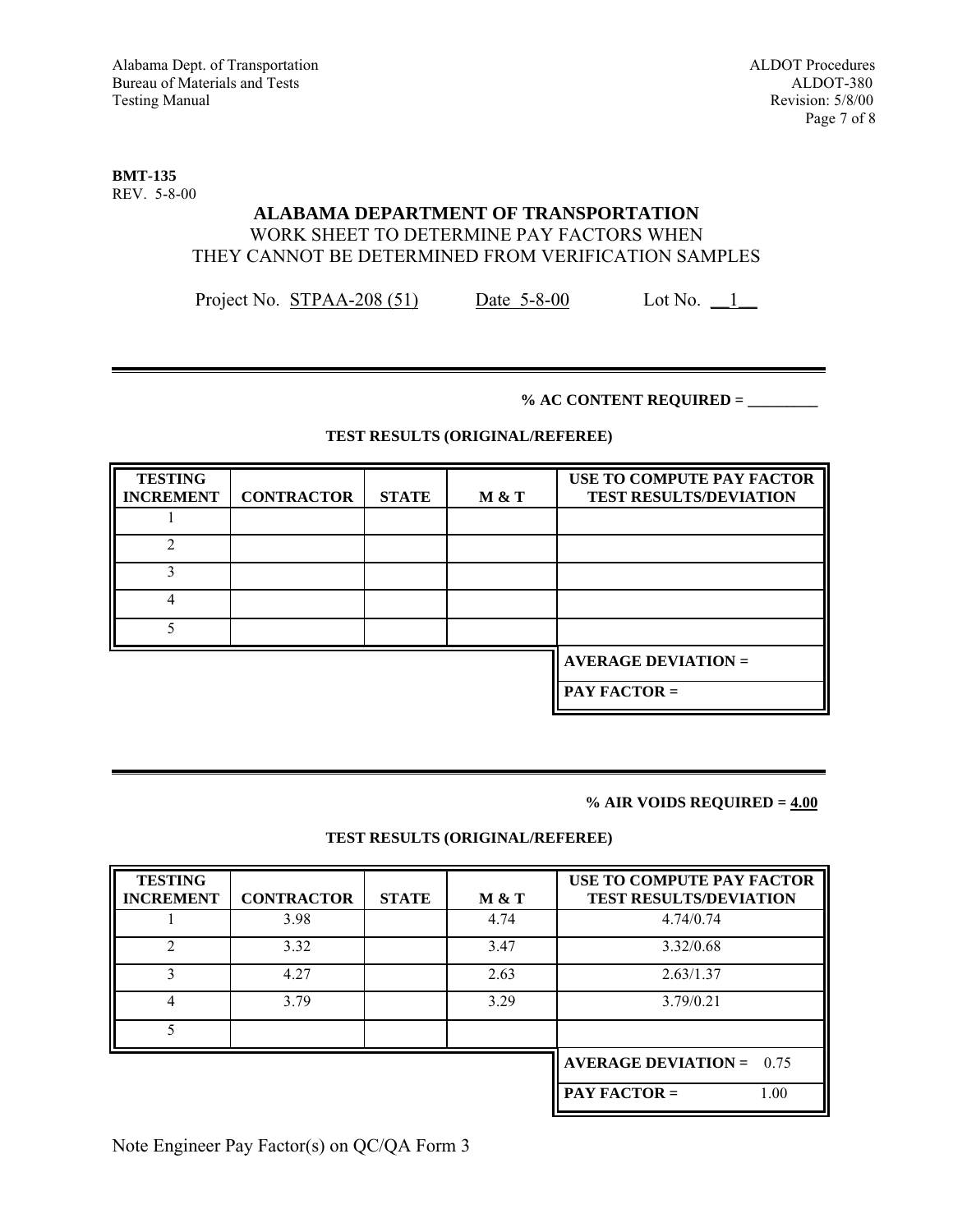**BMT-135**
REV. 5-8-00

# ALABAMA DEPARTMENT OF TRANSPORTATION

## WORK SHEET TO DETERMINE PAY FACTORS WHEN THEY CANNOT BE DETERMINED FROM VERIFICATION SAMPLES

Project No. STPAA-208 (51)    Date 5-8-00    Lot No. \_\_1\_\_

---

**% AC CONTENT REQUIRED = \_\_\_\_\_\_\_\_\_**

**TEST RESULTS (ORIGINAL/REFEREE)**

| TESTING INCREMENT | CONTRACTOR | STATE | M & T | USE TO COMPUTE PAY FACTOR TEST RESULTS/DEVIATION |
|---|---|---|---|---|
| 1 | | | | |
| 2 | | | | |
| 3 | | | | |
| 4 | | | | |
| 5 | | | | |
| | | | | **AVERAGE DEVIATION =** |
| | | | | **PAY FACTOR =** |

---

**% AIR VOIDS REQUIRED = 4.00**

**TEST RESULTS (ORIGINAL/REFEREE)**

| TESTING INCREMENT | CONTRACTOR | STATE | M & T | USE TO COMPUTE PAY FACTOR TEST RESULTS/DEVIATION |
|---|---|---|---|---|
| 1 | 3.98 | | 4.74 | 4.74/0.74 |
| 2 | 3.32 | | 3.47 | 3.32/0.68 |
| 3 | 4.27 | | 2.63 | 2.63/1.37 |
| 4 | 3.79 | | 3.29 | 3.79/0.21 |
| 5 | | | | |
| | | | | **AVERAGE DEVIATION =** 0.75 |
| | | | | **PAY FACTOR =** 1.00 |

Note Engineer Pay Factor(s) on QC/QA Form 3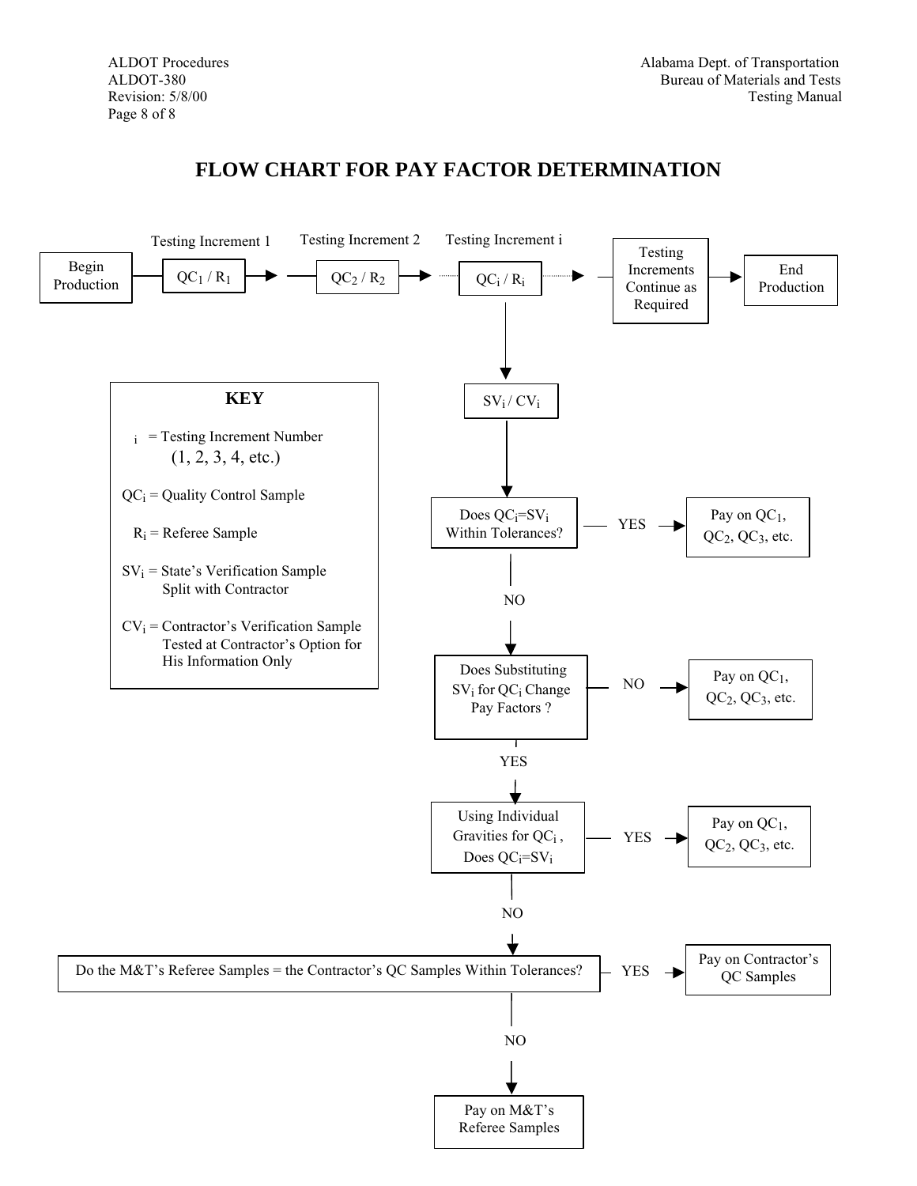# FLOW CHART FOR PAY FACTOR DETERMINATION

Testing Increment 1

Testing Increment 2

Testing Increment i

Begin Production

$QC_1$ / $R_1$

$QC_2$ / $R_2$

$QC_i$ / $R_i$

Testing Increments Continue as Required

End Production

$SV_i$ / $CV_i$

Does $QC_i$=$SV_i$ Within Tolerances?

YES

Pay on $QC_1$, $QC_2$, $QC_3$, etc.

NO

Does Substituting $SV_i$ for $QC_i$ Change Pay Factors ?

NO

Pay on $QC_1$, $QC_2$, $QC_3$, etc.

YES

Using Individual Gravities for $QC_i$ , Does $QC_i$=$SV_i$

YES

Pay on $QC_1$, $QC_2$, $QC_3$, etc.

NO

Do the M&T's Referee Samples = the Contractor's QC Samples Within Tolerances?

YES

Pay on Contractor's QC Samples

NO

Pay on M&T's Referee Samples

**KEY**

$i$ = Testing Increment Number (1, 2, 3, 4, etc.)

$QC_i$ = Quality Control Sample

$R_i$ = Referee Sample

$SV_i$ = State's Verification Sample Split with Contractor

$CV_i$ = Contractor's Verification Sample Tested at Contractor's Option for His Information Only